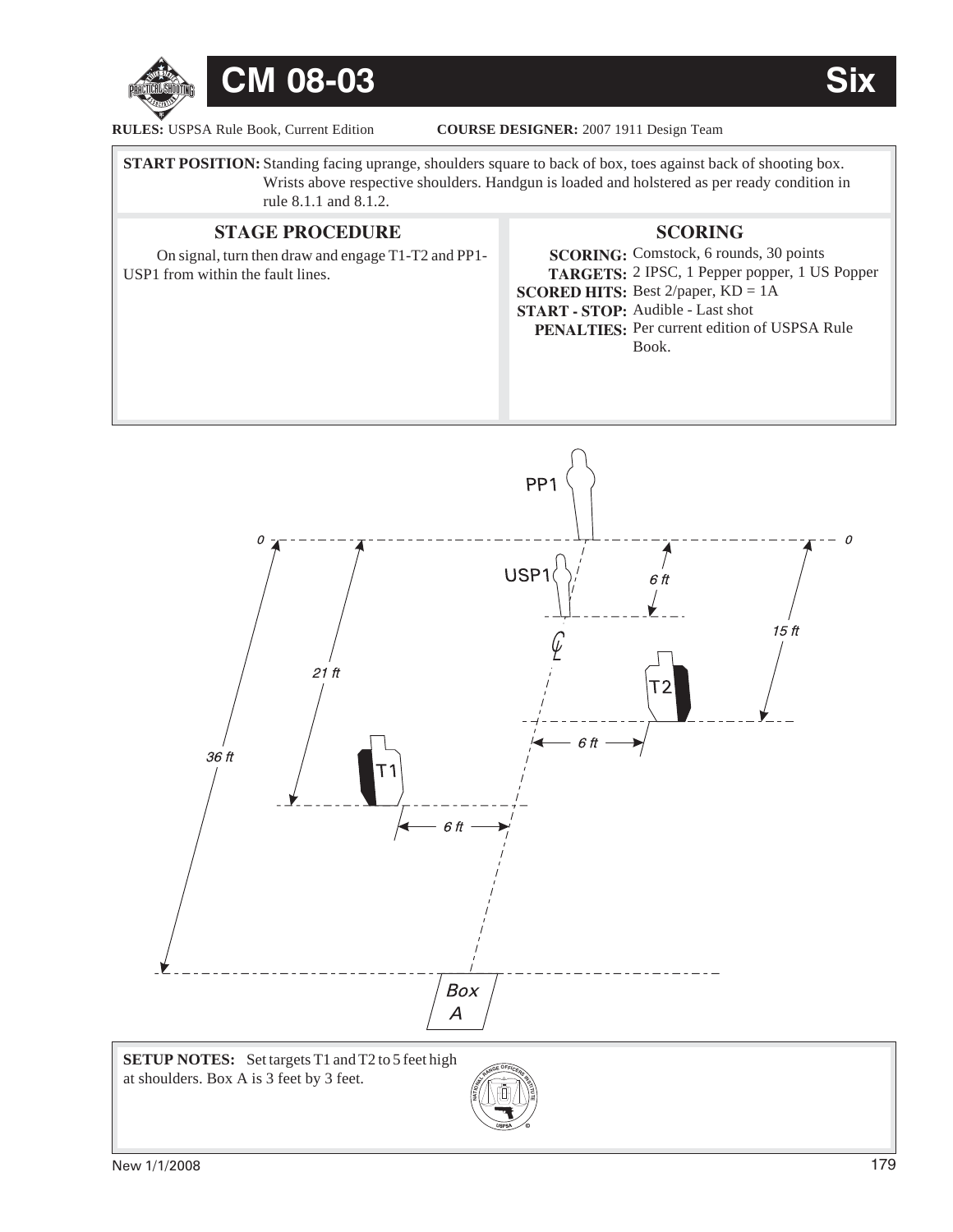# CM 08-03 Six

**RULES:** USPSA Rule Book, Current Edition **COURSE DESIGNER:** 2007 1911 Design Team

**START POSITION:** Standing facing uprange, shoulders square to back of box, toes against back of shooting box. Wrists above respective shoulders. Handgun is loaded and holstered as per ready condition in rule 8.1.1 and 8.1.2.

## STAGE PROCEDURE

On signal, turn then draw and engage T1-T2 and PP1-USP1 from within the fault lines.

## SCORING

**SCORING:** Comstock, 6 rounds, 30 points
**TARGETS:** 2 IPSC, 1 Pepper popper, 1 US Popper
**SCORED HITS:** Best 2/paper, KD = 1A
**START - STOP:** Audible - Last shot
**PENALTIES:** Per current edition of USPSA Rule Book.

PP1

0 0

USP1

6 ft

15 ft

21 ft

T2

6 ft

36 ft

T1

6 ft

Box A

**SETUP NOTES:** Set targets T1 and T2 to 5 feet high at shoulders. Box A is 3 feet by 3 feet.

New 1/1/2008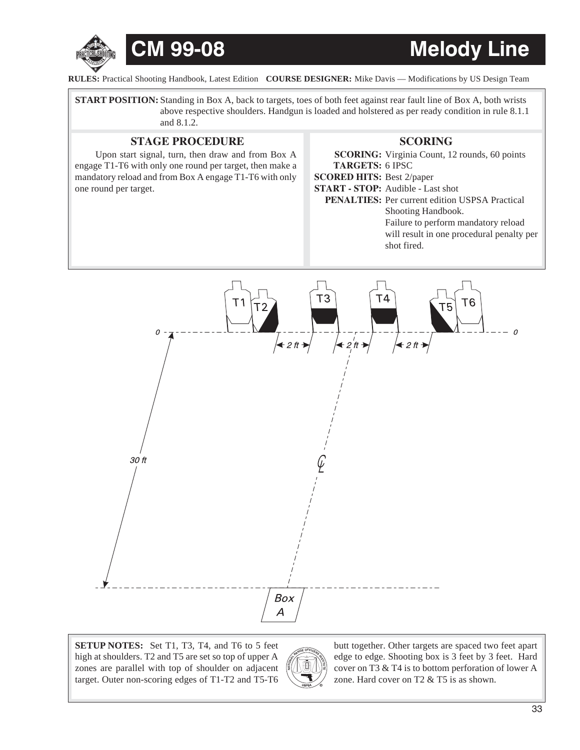# CM 99-08 Melody Line

**RULES:** Practical Shooting Handbook, Latest Edition **COURSE DESIGNER:** Mike Davis — Modifications by US Design Team

**START POSITION:** Standing in Box A, back to targets, toes of both feet against rear fault line of Box A, both wrists above respective shoulders. Handgun is loaded and holstered as per ready condition in rule 8.1.1 and 8.1.2.

## STAGE PROCEDURE

Upon start signal, turn, then draw and from Box A engage T1-T6 with only one round per target, then make a mandatory reload and from Box A engage T1-T6 with only one round per target.

## SCORING

**SCORING:** Virginia Count, 12 rounds, 60 points
**TARGETS:** 6 IPSC
**SCORED HITS:** Best 2/paper
**START - STOP:** Audible - Last shot
**PENALTIES:** Per current edition USPSA Practical Shooting Handbook.
Failure to perform mandatory reload will result in one procedural penalty per shot fired.

T1 T2 T3 T4 T5 T6

0 0

2 ft 2 ft 2 ft

30 ft

CL

Box A

**SETUP NOTES:** Set T1, T3, T4, and T6 to 5 feet high at shoulders. T2 and T5 are set so top of upper A zones are parallel with top of shoulder on adjacent target. Outer non-scoring edges of T1-T2 and T5-T6 butt together. Other targets are spaced two feet apart edge to edge. Shooting box is 3 feet by 3 feet. Hard cover on T3 & T4 is to bottom perforation of lower A zone. Hard cover on T2 & T5 is as shown.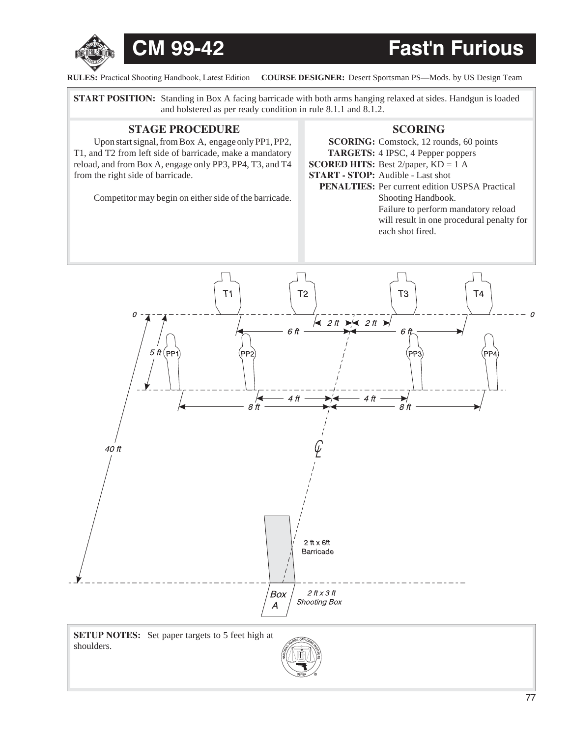# CM 99-42 Fast'n Furious

**RULES:** Practical Shooting Handbook, Latest Edition **COURSE DESIGNER:** Desert Sportsman PS—Mods. by US Design Team

**START POSITION:** Standing in Box A facing barricade with both arms hanging relaxed at sides. Handgun is loaded and holstered as per ready condition in rule 8.1.1 and 8.1.2.

## STAGE PROCEDURE

Upon start signal, from Box A, engage only PP1, PP2, T1, and T2 from left side of barricade, make a mandatory reload, and from Box A, engage only PP3, PP4, T3, and T4 from the right side of barricade.

Competitor may begin on either side of the barricade.

## SCORING

**SCORING:** Comstock, 12 rounds, 60 points
**TARGETS:** 4 IPSC, 4 Pepper poppers
**SCORED HITS:** Best 2/paper, KD = 1 A
**START - STOP:** Audible - Last shot
**PENALTIES:** Per current edition USPSA Practical Shooting Handbook. Failure to perform mandatory reload will result in one procedural penalty for each shot fired.

T1 T2 T3 T4

0 0

2 ft 2 ft
6 ft 6 ft

5 ft PP1 PP2 PP3 PP4

4 ft 4 ft
8 ft 8 ft

40 ft

CL

2 ft x 6ft Barricade

Box A

2 ft x 3 ft Shooting Box

**SETUP NOTES:** Set paper targets to 5 feet high at shoulders.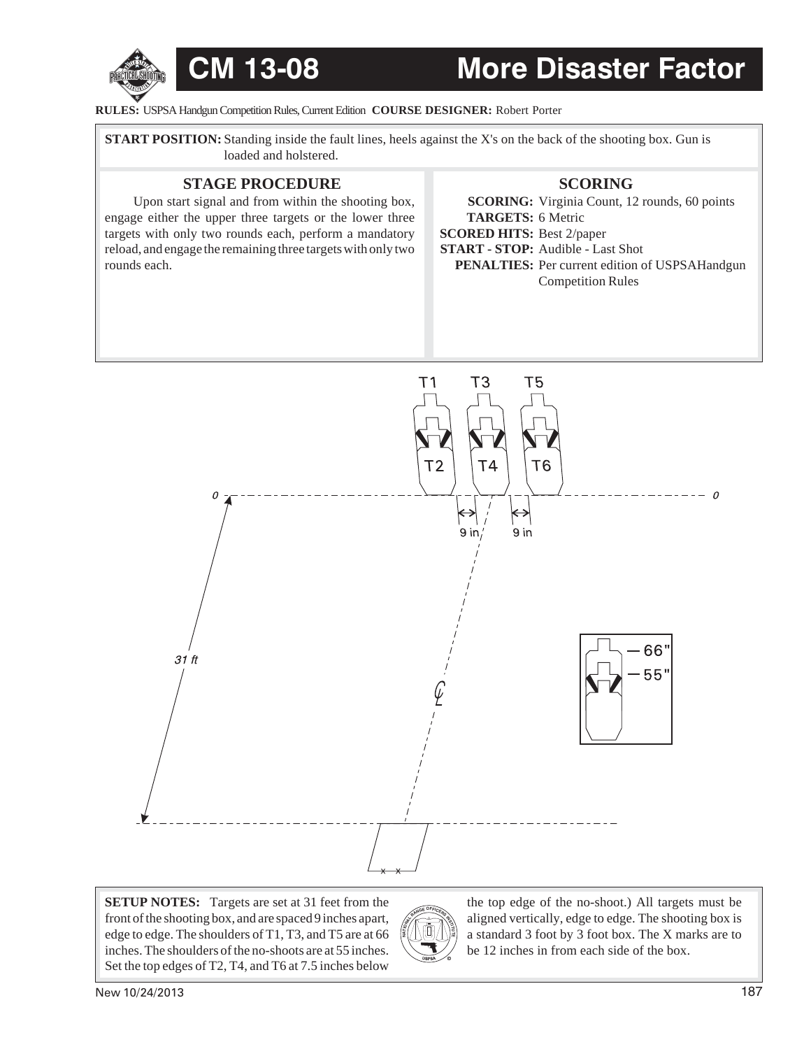# CM 13-08 More Disaster Factor

**RULES:** USPSA Handgun Competition Rules, Current Edition **COURSE DESIGNER:** Robert Porter

**START POSITION:** Standing inside the fault lines, heels against the X's on the back of the shooting box. Gun is loaded and holstered.

## STAGE PROCEDURE

Upon start signal and from within the shooting box, engage either the upper three targets or the lower three targets with only two rounds each, perform a mandatory reload, and engage the remaining three targets with only two rounds each.

## SCORING

**SCORING:** Virginia Count, 12 rounds, 60 points
**TARGETS:** 6 Metric
**SCORED HITS:** Best 2/paper
**START - STOP:** Audible - Last Shot
**PENALTIES:** Per current edition of USPSAHandgun Competition Rules

T1 T3 T5

T2 T4 T6

0 0

9 in 9 in

31 ft

℄

66"
55"

x x

**SETUP NOTES:** Targets are set at 31 feet from the front of the shooting box, and are spaced 9 inches apart, edge to edge. The shoulders of T1, T3, and T5 are at 66 inches. The shoulders of the no-shoots are at 55 inches. Set the top edges of T2, T4, and T6 at 7.5 inches below the top edge of the no-shoot.) All targets must be aligned vertically, edge to edge. The shooting box is a standard 3 foot by 3 foot box. The X marks are to be 12 inches in from each side of the box.

New 10/24/2013